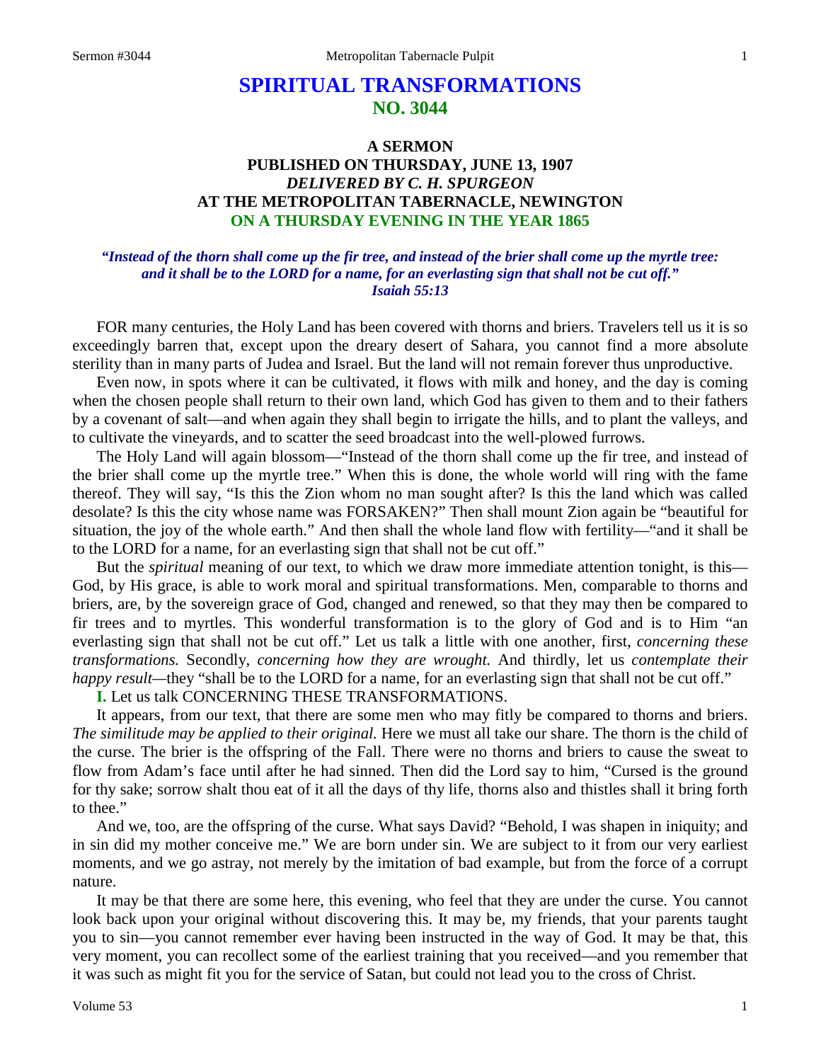# SPIRITUAL TRANSFORMATIONS
## NO. 3044

### A SERMON
### PUBLISHED ON THURSDAY, JUNE 13, 1907
### *DELIVERED BY C. H. SPURGEON*
### AT THE METROPOLITAN TABERNACLE, NEWINGTON
### ON A THURSDAY EVENING IN THE YEAR 1865

***"Instead of the thorn shall come up the fir tree, and instead of the brier shall come up the myrtle tree: and it shall be to the LORD for a name, for an everlasting sign that shall not be cut off." Isaiah 55:13***

FOR many centuries, the Holy Land has been covered with thorns and briers. Travelers tell us it is so exceedingly barren that, except upon the dreary desert of Sahara, you cannot find a more absolute sterility than in many parts of Judea and Israel. But the land will not remain forever thus unproductive.

Even now, in spots where it can be cultivated, it flows with milk and honey, and the day is coming when the chosen people shall return to their own land, which God has given to them and to their fathers by a covenant of salt—and when again they shall begin to irrigate the hills, and to plant the valleys, and to cultivate the vineyards, and to scatter the seed broadcast into the well-plowed furrows.

The Holy Land will again blossom—"Instead of the thorn shall come up the fir tree, and instead of the brier shall come up the myrtle tree." When this is done, the whole world will ring with the fame thereof. They will say, "Is this the Zion whom no man sought after? Is this the land which was called desolate? Is this the city whose name was FORSAKEN?" Then shall mount Zion again be "beautiful for situation, the joy of the whole earth." And then shall the whole land flow with fertility—"and it shall be to the LORD for a name, for an everlasting sign that shall not be cut off."

But the *spiritual* meaning of our text, to which we draw more immediate attention tonight, is this—God, by His grace, is able to work moral and spiritual transformations. Men, comparable to thorns and briers, are, by the sovereign grace of God, changed and renewed, so that they may then be compared to fir trees and to myrtles. This wonderful transformation is to the glory of God and is to Him "an everlasting sign that shall not be cut off." Let us talk a little with one another, first, *concerning these transformations.* Secondly, *concerning how they are wrought.* And thirdly, let us *contemplate their happy result*—they "shall be to the LORD for a name, for an everlasting sign that shall not be cut off."

**I.** Let us talk CONCERNING THESE TRANSFORMATIONS.

It appears, from our text, that there are some men who may fitly be compared to thorns and briers. *The similitude may be applied to their original.* Here we must all take our share. The thorn is the child of the curse. The brier is the offspring of the Fall. There were no thorns and briers to cause the sweat to flow from Adam's face until after he had sinned. Then did the Lord say to him, "Cursed is the ground for thy sake; sorrow shalt thou eat of it all the days of thy life, thorns also and thistles shall it bring forth to thee."

And we, too, are the offspring of the curse. What says David? "Behold, I was shapen in iniquity; and in sin did my mother conceive me." We are born under sin. We are subject to it from our very earliest moments, and we go astray, not merely by the imitation of bad example, but from the force of a corrupt nature.

It may be that there are some here, this evening, who feel that they are under the curse. You cannot look back upon your original without discovering this. It may be, my friends, that your parents taught you to sin—you cannot remember ever having been instructed in the way of God. It may be that, this very moment, you can recollect some of the earliest training that you received—and you remember that it was such as might fit you for the service of Satan, but could not lead you to the cross of Christ.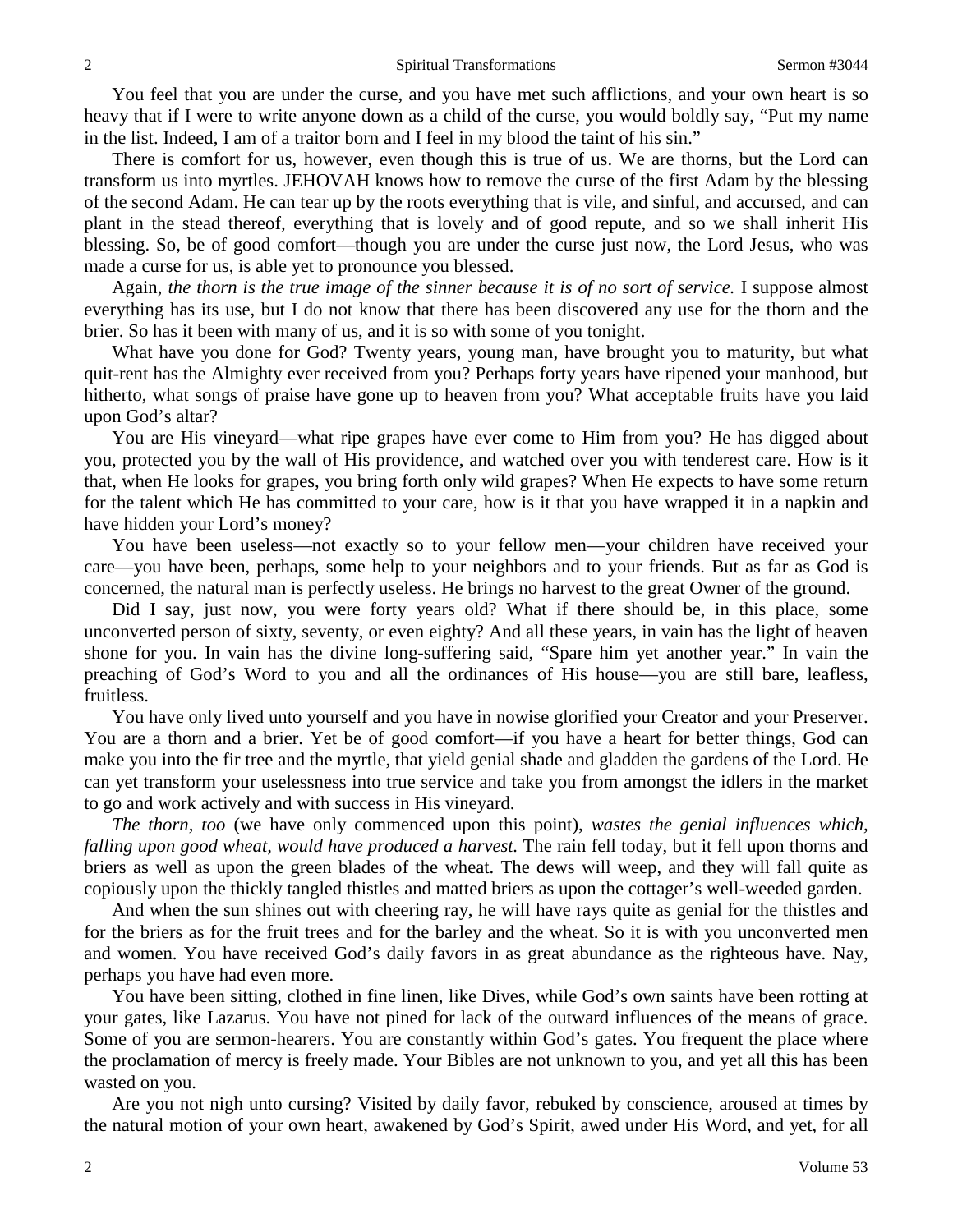You feel that you are under the curse, and you have met such afflictions, and your own heart is so heavy that if I were to write anyone down as a child of the curse, you would boldly say, "Put my name in the list. Indeed, I am of a traitor born and I feel in my blood the taint of his sin."

There is comfort for us, however, even though this is true of us. We are thorns, but the Lord can transform us into myrtles. JEHOVAH knows how to remove the curse of the first Adam by the blessing of the second Adam. He can tear up by the roots everything that is vile, and sinful, and accursed, and can plant in the stead thereof, everything that is lovely and of good repute, and so we shall inherit His blessing. So, be of good comfort—though you are under the curse just now, the Lord Jesus, who was made a curse for us, is able yet to pronounce you blessed.

Again, *the thorn is the true image of the sinner because it is of no sort of service.* I suppose almost everything has its use, but I do not know that there has been discovered any use for the thorn and the brier. So has it been with many of us, and it is so with some of you tonight.

What have you done for God? Twenty years, young man, have brought you to maturity, but what quit-rent has the Almighty ever received from you? Perhaps forty years have ripened your manhood, but hitherto, what songs of praise have gone up to heaven from you? What acceptable fruits have you laid upon God's altar?

You are His vineyard—what ripe grapes have ever come to Him from you? He has digged about you, protected you by the wall of His providence, and watched over you with tenderest care. How is it that, when He looks for grapes, you bring forth only wild grapes? When He expects to have some return for the talent which He has committed to your care, how is it that you have wrapped it in a napkin and have hidden your Lord's money?

You have been useless—not exactly so to your fellow men—your children have received your care—you have been, perhaps, some help to your neighbors and to your friends. But as far as God is concerned, the natural man is perfectly useless. He brings no harvest to the great Owner of the ground.

Did I say, just now, you were forty years old? What if there should be, in this place, some unconverted person of sixty, seventy, or even eighty? And all these years, in vain has the light of heaven shone for you. In vain has the divine long-suffering said, "Spare him yet another year." In vain the preaching of God's Word to you and all the ordinances of His house—you are still bare, leafless, fruitless.

You have only lived unto yourself and you have in nowise glorified your Creator and your Preserver. You are a thorn and a brier. Yet be of good comfort—if you have a heart for better things, God can make you into the fir tree and the myrtle, that yield genial shade and gladden the gardens of the Lord. He can yet transform your uselessness into true service and take you from amongst the idlers in the market to go and work actively and with success in His vineyard.

*The thorn, too* (we have only commenced upon this point), *wastes the genial influences which, falling upon good wheat, would have produced a harvest.* The rain fell today, but it fell upon thorns and briers as well as upon the green blades of the wheat. The dews will weep, and they will fall quite as copiously upon the thickly tangled thistles and matted briers as upon the cottager's well-weeded garden.

And when the sun shines out with cheering ray, he will have rays quite as genial for the thistles and for the briers as for the fruit trees and for the barley and the wheat. So it is with you unconverted men and women. You have received God's daily favors in as great abundance as the righteous have. Nay, perhaps you have had even more.

You have been sitting, clothed in fine linen, like Dives, while God's own saints have been rotting at your gates, like Lazarus. You have not pined for lack of the outward influences of the means of grace. Some of you are sermon-hearers. You are constantly within God's gates. You frequent the place where the proclamation of mercy is freely made. Your Bibles are not unknown to you, and yet all this has been wasted on you.

Are you not nigh unto cursing? Visited by daily favor, rebuked by conscience, aroused at times by the natural motion of your own heart, awakened by God's Spirit, awed under His Word, and yet, for all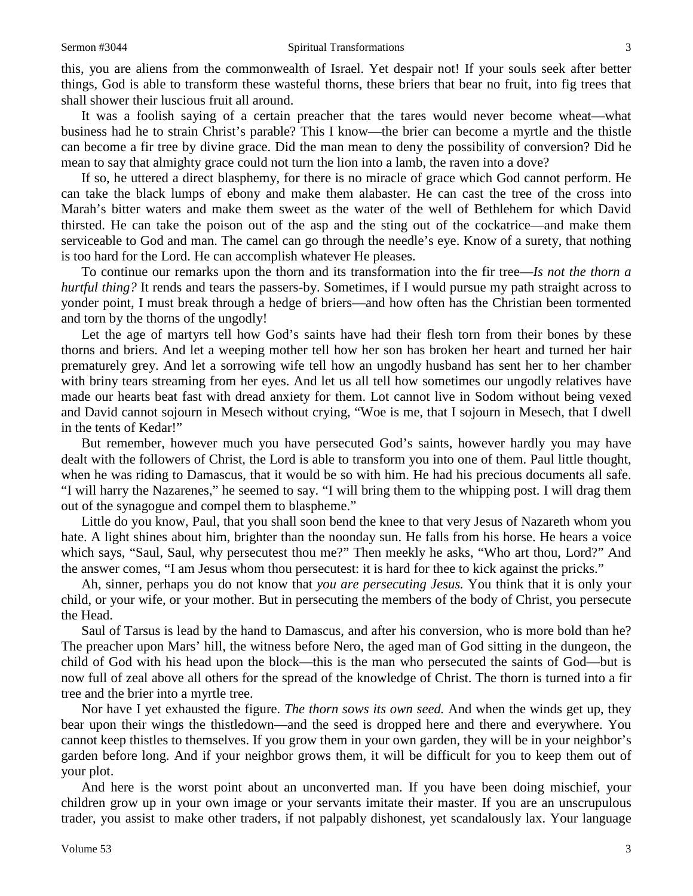this, you are aliens from the commonwealth of Israel. Yet despair not! If your souls seek after better things, God is able to transform these wasteful thorns, these briers that bear no fruit, into fig trees that shall shower their luscious fruit all around.

It was a foolish saying of a certain preacher that the tares would never become wheat—what business had he to strain Christ's parable? This I know—the brier can become a myrtle and the thistle can become a fir tree by divine grace. Did the man mean to deny the possibility of conversion? Did he mean to say that almighty grace could not turn the lion into a lamb, the raven into a dove?

If so, he uttered a direct blasphemy, for there is no miracle of grace which God cannot perform. He can take the black lumps of ebony and make them alabaster. He can cast the tree of the cross into Marah's bitter waters and make them sweet as the water of the well of Bethlehem for which David thirsted. He can take the poison out of the asp and the sting out of the cockatrice—and make them serviceable to God and man. The camel can go through the needle's eye. Know of a surety, that nothing is too hard for the Lord. He can accomplish whatever He pleases.

To continue our remarks upon the thorn and its transformation into the fir tree—*Is not the thorn a hurtful thing?* It rends and tears the passers-by. Sometimes, if I would pursue my path straight across to yonder point, I must break through a hedge of briers—and how often has the Christian been tormented and torn by the thorns of the ungodly!

Let the age of martyrs tell how God's saints have had their flesh torn from their bones by these thorns and briers. And let a weeping mother tell how her son has broken her heart and turned her hair prematurely grey. And let a sorrowing wife tell how an ungodly husband has sent her to her chamber with briny tears streaming from her eyes. And let us all tell how sometimes our ungodly relatives have made our hearts beat fast with dread anxiety for them. Lot cannot live in Sodom without being vexed and David cannot sojourn in Mesech without crying, "Woe is me, that I sojourn in Mesech, that I dwell in the tents of Kedar!"

But remember, however much you have persecuted God's saints, however hardly you may have dealt with the followers of Christ, the Lord is able to transform you into one of them. Paul little thought, when he was riding to Damascus, that it would be so with him. He had his precious documents all safe. "I will harry the Nazarenes," he seemed to say. "I will bring them to the whipping post. I will drag them out of the synagogue and compel them to blaspheme."

Little do you know, Paul, that you shall soon bend the knee to that very Jesus of Nazareth whom you hate. A light shines about him, brighter than the noonday sun. He falls from his horse. He hears a voice which says, "Saul, Saul, why persecutest thou me?" Then meekly he asks, "Who art thou, Lord?" And the answer comes, "I am Jesus whom thou persecutest: it is hard for thee to kick against the pricks."

Ah, sinner, perhaps you do not know that *you are persecuting Jesus.* You think that it is only your child, or your wife, or your mother. But in persecuting the members of the body of Christ, you persecute the Head.

Saul of Tarsus is lead by the hand to Damascus, and after his conversion, who is more bold than he? The preacher upon Mars' hill, the witness before Nero, the aged man of God sitting in the dungeon, the child of God with his head upon the block—this is the man who persecuted the saints of God—but is now full of zeal above all others for the spread of the knowledge of Christ. The thorn is turned into a fir tree and the brier into a myrtle tree.

Nor have I yet exhausted the figure. *The thorn sows its own seed.* And when the winds get up, they bear upon their wings the thistledown—and the seed is dropped here and there and everywhere. You cannot keep thistles to themselves. If you grow them in your own garden, they will be in your neighbor's garden before long. And if your neighbor grows them, it will be difficult for you to keep them out of your plot.

And here is the worst point about an unconverted man. If you have been doing mischief, your children grow up in your own image or your servants imitate their master. If you are an unscrupulous trader, you assist to make other traders, if not palpably dishonest, yet scandalously lax. Your language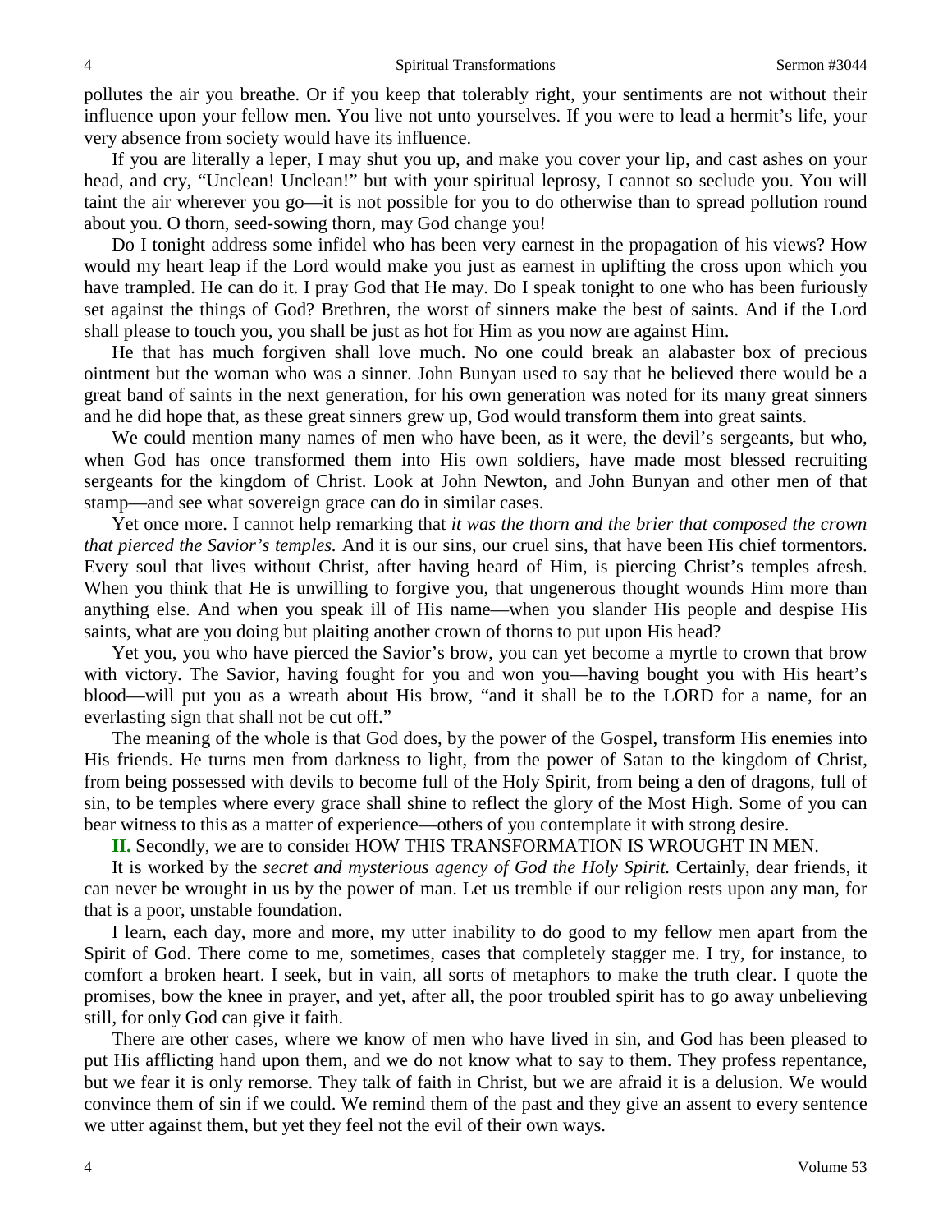pollutes the air you breathe. Or if you keep that tolerably right, your sentiments are not without their influence upon your fellow men. You live not unto yourselves. If you were to lead a hermit's life, your very absence from society would have its influence.

If you are literally a leper, I may shut you up, and make you cover your lip, and cast ashes on your head, and cry, "Unclean! Unclean!" but with your spiritual leprosy, I cannot so seclude you. You will taint the air wherever you go—it is not possible for you to do otherwise than to spread pollution round about you. O thorn, seed-sowing thorn, may God change you!

Do I tonight address some infidel who has been very earnest in the propagation of his views? How would my heart leap if the Lord would make you just as earnest in uplifting the cross upon which you have trampled. He can do it. I pray God that He may. Do I speak tonight to one who has been furiously set against the things of God? Brethren, the worst of sinners make the best of saints. And if the Lord shall please to touch you, you shall be just as hot for Him as you now are against Him.

He that has much forgiven shall love much. No one could break an alabaster box of precious ointment but the woman who was a sinner. John Bunyan used to say that he believed there would be a great band of saints in the next generation, for his own generation was noted for its many great sinners and he did hope that, as these great sinners grew up, God would transform them into great saints.

We could mention many names of men who have been, as it were, the devil's sergeants, but who, when God has once transformed them into His own soldiers, have made most blessed recruiting sergeants for the kingdom of Christ. Look at John Newton, and John Bunyan and other men of that stamp—and see what sovereign grace can do in similar cases.

Yet once more. I cannot help remarking that *it was the thorn and the brier that composed the crown that pierced the Savior's temples.* And it is our sins, our cruel sins, that have been His chief tormentors. Every soul that lives without Christ, after having heard of Him, is piercing Christ's temples afresh. When you think that He is unwilling to forgive you, that ungenerous thought wounds Him more than anything else. And when you speak ill of His name—when you slander His people and despise His saints, what are you doing but plaiting another crown of thorns to put upon His head?

Yet you, you who have pierced the Savior's brow, you can yet become a myrtle to crown that brow with victory. The Savior, having fought for you and won you—having bought you with His heart's blood—will put you as a wreath about His brow, "and it shall be to the LORD for a name, for an everlasting sign that shall not be cut off."

The meaning of the whole is that God does, by the power of the Gospel, transform His enemies into His friends. He turns men from darkness to light, from the power of Satan to the kingdom of Christ, from being possessed with devils to become full of the Holy Spirit, from being a den of dragons, full of sin, to be temples where every grace shall shine to reflect the glory of the Most High. Some of you can bear witness to this as a matter of experience—others of you contemplate it with strong desire.

**II.** Secondly, we are to consider HOW THIS TRANSFORMATION IS WROUGHT IN MEN.

It is worked by the *secret and mysterious agency of God the Holy Spirit.* Certainly, dear friends, it can never be wrought in us by the power of man. Let us tremble if our religion rests upon any man, for that is a poor, unstable foundation.

I learn, each day, more and more, my utter inability to do good to my fellow men apart from the Spirit of God. There come to me, sometimes, cases that completely stagger me. I try, for instance, to comfort a broken heart. I seek, but in vain, all sorts of metaphors to make the truth clear. I quote the promises, bow the knee in prayer, and yet, after all, the poor troubled spirit has to go away unbelieving still, for only God can give it faith.

There are other cases, where we know of men who have lived in sin, and God has been pleased to put His afflicting hand upon them, and we do not know what to say to them. They profess repentance, but we fear it is only remorse. They talk of faith in Christ, but we are afraid it is a delusion. We would convince them of sin if we could. We remind them of the past and they give an assent to every sentence we utter against them, but yet they feel not the evil of their own ways.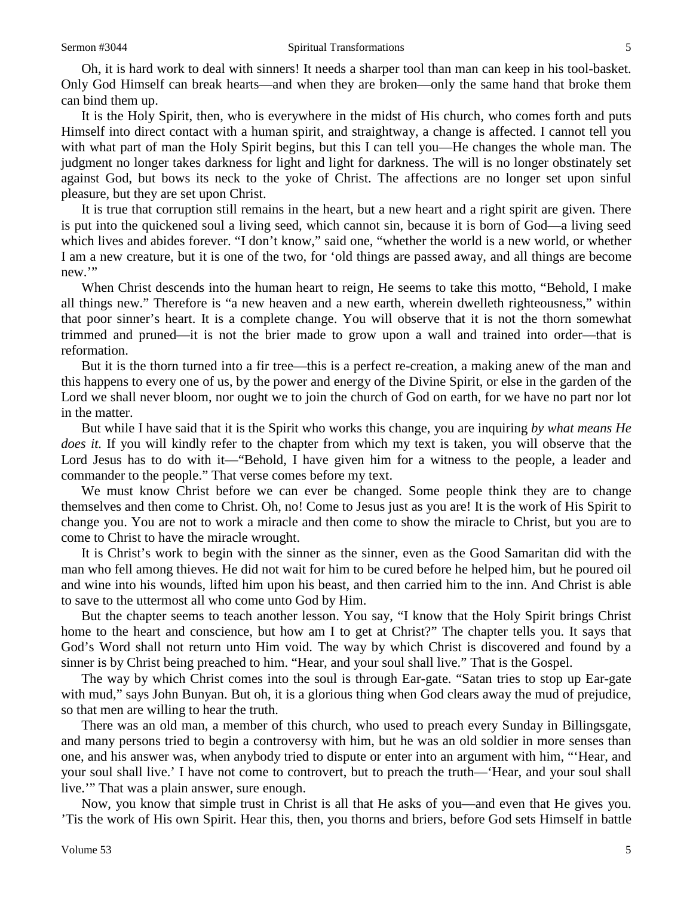Oh, it is hard work to deal with sinners! It needs a sharper tool than man can keep in his tool-basket. Only God Himself can break hearts—and when they are broken—only the same hand that broke them can bind them up.

It is the Holy Spirit, then, who is everywhere in the midst of His church, who comes forth and puts Himself into direct contact with a human spirit, and straightway, a change is affected. I cannot tell you with what part of man the Holy Spirit begins, but this I can tell you—He changes the whole man. The judgment no longer takes darkness for light and light for darkness. The will is no longer obstinately set against God, but bows its neck to the yoke of Christ. The affections are no longer set upon sinful pleasure, but they are set upon Christ.

It is true that corruption still remains in the heart, but a new heart and a right spirit are given. There is put into the quickened soul a living seed, which cannot sin, because it is born of God—a living seed which lives and abides forever. "I don't know," said one, "whether the world is a new world, or whether I am a new creature, but it is one of the two, for 'old things are passed away, and all things are become new.'"

When Christ descends into the human heart to reign, He seems to take this motto, "Behold, I make all things new." Therefore is "a new heaven and a new earth, wherein dwelleth righteousness," within that poor sinner's heart. It is a complete change. You will observe that it is not the thorn somewhat trimmed and pruned—it is not the brier made to grow upon a wall and trained into order—that is reformation.

But it is the thorn turned into a fir tree—this is a perfect re-creation, a making anew of the man and this happens to every one of us, by the power and energy of the Divine Spirit, or else in the garden of the Lord we shall never bloom, nor ought we to join the church of God on earth, for we have no part nor lot in the matter.

But while I have said that it is the Spirit who works this change, you are inquiring *by what means He does it.* If you will kindly refer to the chapter from which my text is taken, you will observe that the Lord Jesus has to do with it—"Behold, I have given him for a witness to the people, a leader and commander to the people." That verse comes before my text.

We must know Christ before we can ever be changed. Some people think they are to change themselves and then come to Christ. Oh, no! Come to Jesus just as you are! It is the work of His Spirit to change you. You are not to work a miracle and then come to show the miracle to Christ, but you are to come to Christ to have the miracle wrought.

It is Christ's work to begin with the sinner as the sinner, even as the Good Samaritan did with the man who fell among thieves. He did not wait for him to be cured before he helped him, but he poured oil and wine into his wounds, lifted him upon his beast, and then carried him to the inn. And Christ is able to save to the uttermost all who come unto God by Him.

But the chapter seems to teach another lesson. You say, "I know that the Holy Spirit brings Christ home to the heart and conscience, but how am I to get at Christ?" The chapter tells you. It says that God's Word shall not return unto Him void. The way by which Christ is discovered and found by a sinner is by Christ being preached to him. "Hear, and your soul shall live." That is the Gospel.

The way by which Christ comes into the soul is through Ear-gate. "Satan tries to stop up Ear-gate with mud," says John Bunyan. But oh, it is a glorious thing when God clears away the mud of prejudice, so that men are willing to hear the truth.

There was an old man, a member of this church, who used to preach every Sunday in Billingsgate, and many persons tried to begin a controversy with him, but he was an old soldier in more senses than one, and his answer was, when anybody tried to dispute or enter into an argument with him, "'Hear, and your soul shall live.' I have not come to controvert, but to preach the truth—'Hear, and your soul shall live.'" That was a plain answer, sure enough.

Now, you know that simple trust in Christ is all that He asks of you—and even that He gives you. 'Tis the work of His own Spirit. Hear this, then, you thorns and briers, before God sets Himself in battle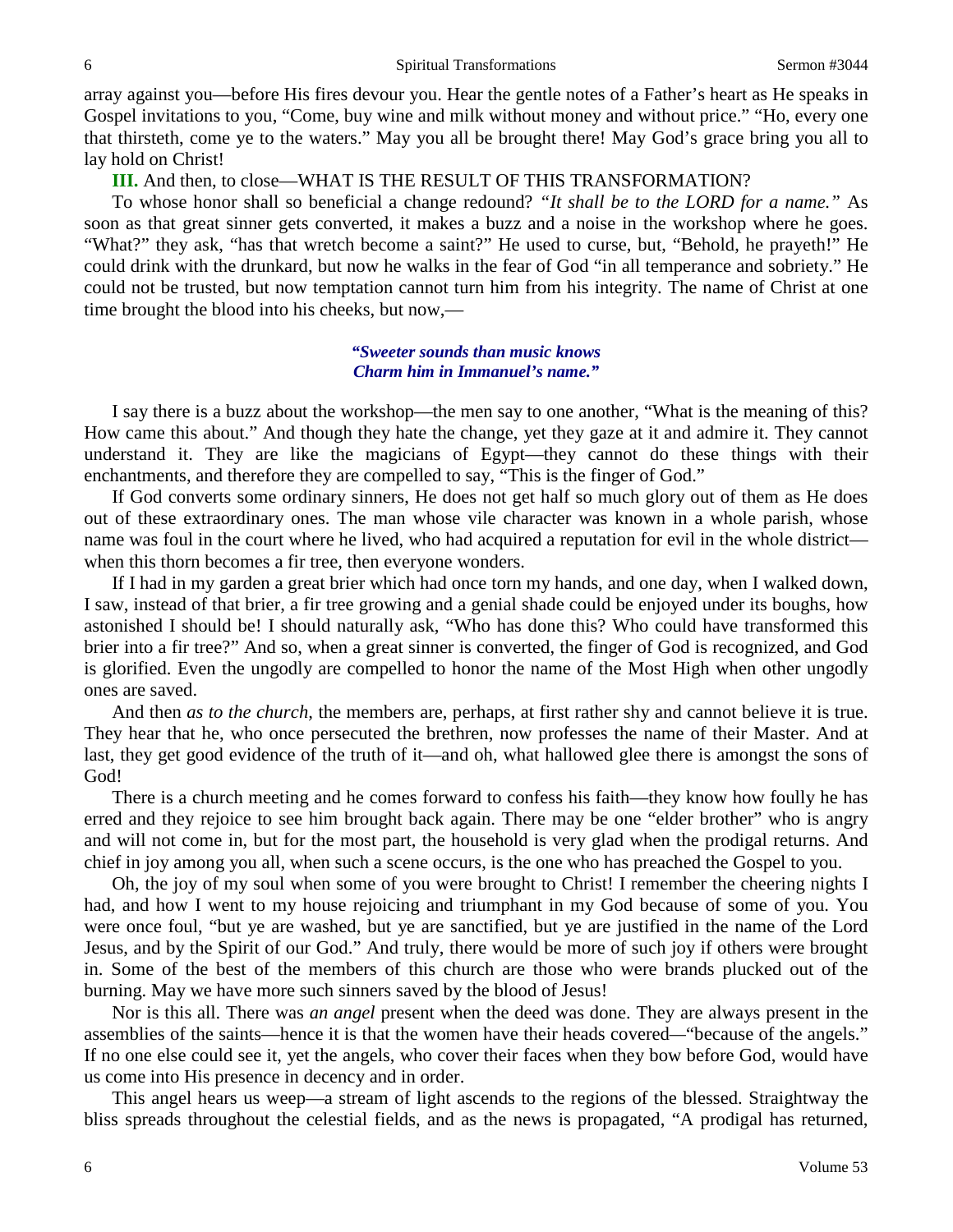array against you—before His fires devour you. Hear the gentle notes of a Father's heart as He speaks in Gospel invitations to you, "Come, buy wine and milk without money and without price." "Ho, every one that thirsteth, come ye to the waters." May you all be brought there! May God's grace bring you all to lay hold on Christ!

**III.** And then, to close—WHAT IS THE RESULT OF THIS TRANSFORMATION?

To whose honor shall so beneficial a change redound? *"It shall be to the LORD for a name."* As soon as that great sinner gets converted, it makes a buzz and a noise in the workshop where he goes. "What?" they ask, "has that wretch become a saint?" He used to curse, but, "Behold, he prayeth!" He could drink with the drunkard, but now he walks in the fear of God "in all temperance and sobriety." He could not be trusted, but now temptation cannot turn him from his integrity. The name of Christ at one time brought the blood into his cheeks, but now,—

> ***"Sweeter sounds than music knows***
> ***Charm him in Immanuel's name."***

I say there is a buzz about the workshop—the men say to one another, "What is the meaning of this? How came this about." And though they hate the change, yet they gaze at it and admire it. They cannot understand it. They are like the magicians of Egypt—they cannot do these things with their enchantments, and therefore they are compelled to say, "This is the finger of God."

If God converts some ordinary sinners, He does not get half so much glory out of them as He does out of these extraordinary ones. The man whose vile character was known in a whole parish, whose name was foul in the court where he lived, who had acquired a reputation for evil in the whole district—when this thorn becomes a fir tree, then everyone wonders.

If I had in my garden a great brier which had once torn my hands, and one day, when I walked down, I saw, instead of that brier, a fir tree growing and a genial shade could be enjoyed under its boughs, how astonished I should be! I should naturally ask, "Who has done this? Who could have transformed this brier into a fir tree?" And so, when a great sinner is converted, the finger of God is recognized, and God is glorified. Even the ungodly are compelled to honor the name of the Most High when other ungodly ones are saved.

And then *as to the church,* the members are, perhaps, at first rather shy and cannot believe it is true. They hear that he, who once persecuted the brethren, now professes the name of their Master. And at last, they get good evidence of the truth of it—and oh, what hallowed glee there is amongst the sons of God!

There is a church meeting and he comes forward to confess his faith—they know how foully he has erred and they rejoice to see him brought back again. There may be one "elder brother" who is angry and will not come in, but for the most part, the household is very glad when the prodigal returns. And chief in joy among you all, when such a scene occurs, is the one who has preached the Gospel to you.

Oh, the joy of my soul when some of you were brought to Christ! I remember the cheering nights I had, and how I went to my house rejoicing and triumphant in my God because of some of you. You were once foul, "but ye are washed, but ye are sanctified, but ye are justified in the name of the Lord Jesus, and by the Spirit of our God." And truly, there would be more of such joy if others were brought in. Some of the best of the members of this church are those who were brands plucked out of the burning. May we have more such sinners saved by the blood of Jesus!

Nor is this all. There was *an angel* present when the deed was done. They are always present in the assemblies of the saints—hence it is that the women have their heads covered—"because of the angels." If no one else could see it, yet the angels, who cover their faces when they bow before God, would have us come into His presence in decency and in order.

This angel hears us weep—a stream of light ascends to the regions of the blessed. Straightway the bliss spreads throughout the celestial fields, and as the news is propagated, "A prodigal has returned,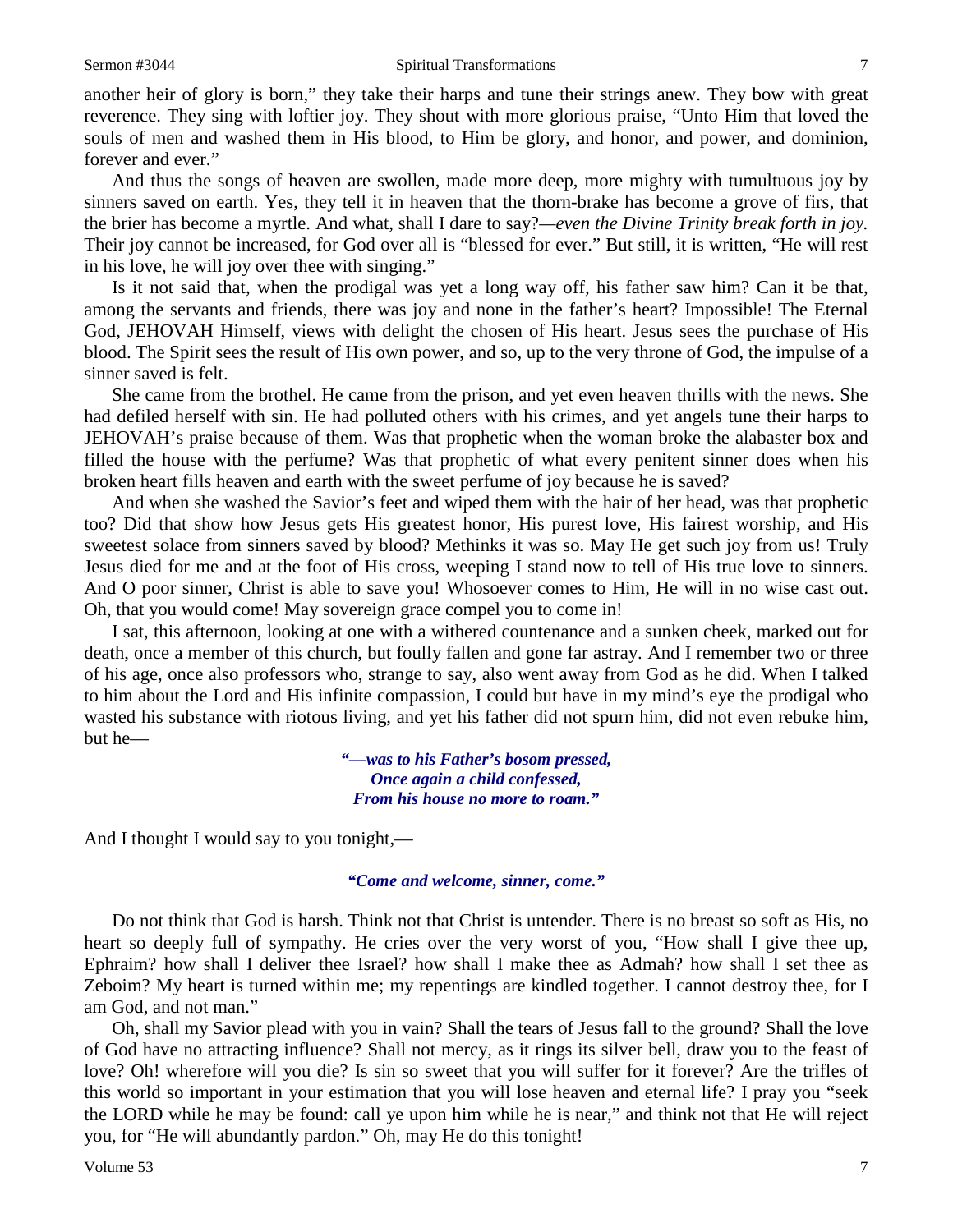another heir of glory is born," they take their harps and tune their strings anew. They bow with great reverence. They sing with loftier joy. They shout with more glorious praise, "Unto Him that loved the souls of men and washed them in His blood, to Him be glory, and honor, and power, and dominion, forever and ever."

And thus the songs of heaven are swollen, made more deep, more mighty with tumultuous joy by sinners saved on earth. Yes, they tell it in heaven that the thorn-brake has become a grove of firs, that the brier has become a myrtle. And what, shall I dare to say?—*even the Divine Trinity break forth in joy.* Their joy cannot be increased, for God over all is "blessed for ever." But still, it is written, "He will rest in his love, he will joy over thee with singing."

Is it not said that, when the prodigal was yet a long way off, his father saw him? Can it be that, among the servants and friends, there was joy and none in the father's heart? Impossible! The Eternal God, JEHOVAH Himself, views with delight the chosen of His heart. Jesus sees the purchase of His blood. The Spirit sees the result of His own power, and so, up to the very throne of God, the impulse of a sinner saved is felt.

She came from the brothel. He came from the prison, and yet even heaven thrills with the news. She had defiled herself with sin. He had polluted others with his crimes, and yet angels tune their harps to JEHOVAH's praise because of them. Was that prophetic when the woman broke the alabaster box and filled the house with the perfume? Was that prophetic of what every penitent sinner does when his broken heart fills heaven and earth with the sweet perfume of joy because he is saved?

And when she washed the Savior's feet and wiped them with the hair of her head, was that prophetic too? Did that show how Jesus gets His greatest honor, His purest love, His fairest worship, and His sweetest solace from sinners saved by blood? Methinks it was so. May He get such joy from us! Truly Jesus died for me and at the foot of His cross, weeping I stand now to tell of His true love to sinners. And O poor sinner, Christ is able to save you! Whosoever comes to Him, He will in no wise cast out. Oh, that you would come! May sovereign grace compel you to come in!

I sat, this afternoon, looking at one with a withered countenance and a sunken cheek, marked out for death, once a member of this church, but foully fallen and gone far astray. And I remember two or three of his age, once also professors who, strange to say, also went away from God as he did. When I talked to him about the Lord and His infinite compassion, I could but have in my mind's eye the prodigal who wasted his substance with riotous living, and yet his father did not spurn him, did not even rebuke him, but he—

> ***"—was to his Father's bosom pressed,***
> ***Once again a child confessed,***
> ***From his house no more to roam."***

And I thought I would say to you tonight,—

> ***"Come and welcome, sinner, come."***

Do not think that God is harsh. Think not that Christ is untender. There is no breast so soft as His, no heart so deeply full of sympathy. He cries over the very worst of you, "How shall I give thee up, Ephraim? how shall I deliver thee Israel? how shall I make thee as Admah? how shall I set thee as Zeboim? My heart is turned within me; my repentings are kindled together. I cannot destroy thee, for I am God, and not man."

Oh, shall my Savior plead with you in vain? Shall the tears of Jesus fall to the ground? Shall the love of God have no attracting influence? Shall not mercy, as it rings its silver bell, draw you to the feast of love? Oh! wherefore will you die? Is sin so sweet that you will suffer for it forever? Are the trifles of this world so important in your estimation that you will lose heaven and eternal life? I pray you "seek the LORD while he may be found: call ye upon him while he is near," and think not that He will reject you, for "He will abundantly pardon." Oh, may He do this tonight!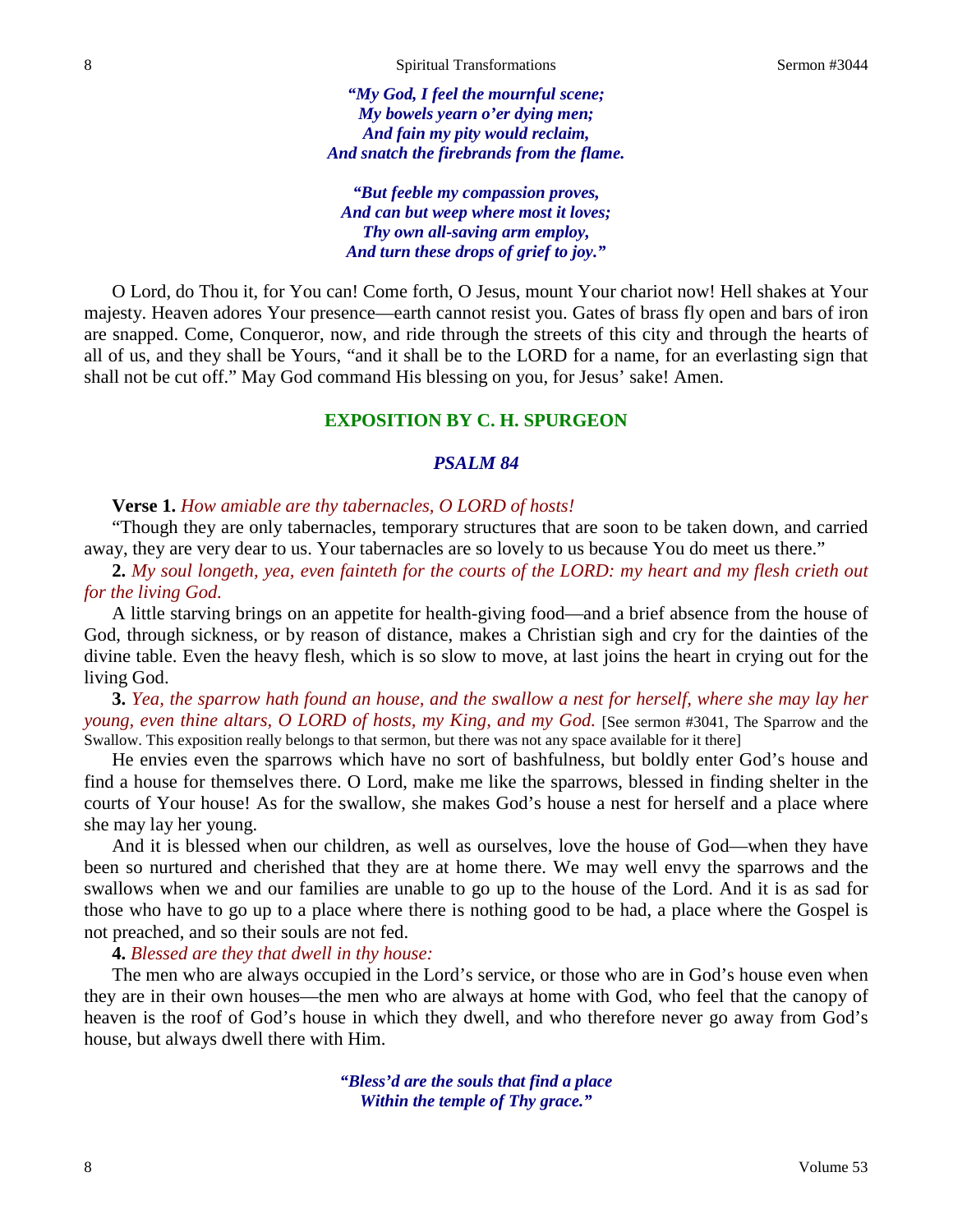*"My God, I feel the mournful scene;*
*My bowels yearn o'er dying men;*
*And fain my pity would reclaim,*
*And snatch the firebrands from the flame.*

*"But feeble my compassion proves,*
*And can but weep where most it loves;*
*Thy own all-saving arm employ,*
*And turn these drops of grief to joy."*

O Lord, do Thou it, for You can! Come forth, O Jesus, mount Your chariot now! Hell shakes at Your majesty. Heaven adores Your presence—earth cannot resist you. Gates of brass fly open and bars of iron are snapped. Come, Conqueror, now, and ride through the streets of this city and through the hearts of all of us, and they shall be Yours, "and it shall be to the LORD for a name, for an everlasting sign that shall not be cut off." May God command His blessing on you, for Jesus' sake! Amen.

## EXPOSITION BY C. H. SPURGEON

### *PSALM 84*

**Verse 1.** *How amiable are thy tabernacles, O LORD of hosts!*

"Though they are only tabernacles, temporary structures that are soon to be taken down, and carried away, they are very dear to us. Your tabernacles are so lovely to us because You do meet us there."

**2.** *My soul longeth, yea, even fainteth for the courts of the LORD: my heart and my flesh crieth out for the living God.*

A little starving brings on an appetite for health-giving food—and a brief absence from the house of God, through sickness, or by reason of distance, makes a Christian sigh and cry for the dainties of the divine table. Even the heavy flesh, which is so slow to move, at last joins the heart in crying out for the living God.

**3.** *Yea, the sparrow hath found an house, and the swallow a nest for herself, where she may lay her young, even thine altars, O LORD of hosts, my King, and my God.* [See sermon #3041, The Sparrow and the Swallow. This exposition really belongs to that sermon, but there was not any space available for it there]

He envies even the sparrows which have no sort of bashfulness, but boldly enter God's house and find a house for themselves there. O Lord, make me like the sparrows, blessed in finding shelter in the courts of Your house! As for the swallow, she makes God's house a nest for herself and a place where she may lay her young.

And it is blessed when our children, as well as ourselves, love the house of God—when they have been so nurtured and cherished that they are at home there. We may well envy the sparrows and the swallows when we and our families are unable to go up to the house of the Lord. And it is as sad for those who have to go up to a place where there is nothing good to be had, a place where the Gospel is not preached, and so their souls are not fed.

**4.** *Blessed are they that dwell in thy house:*

The men who are always occupied in the Lord's service, or those who are in God's house even when they are in their own houses—the men who are always at home with God, who feel that the canopy of heaven is the roof of God's house in which they dwell, and who therefore never go away from God's house, but always dwell there with Him.

*"Bless'd are the souls that find a place*
*Within the temple of Thy grace."*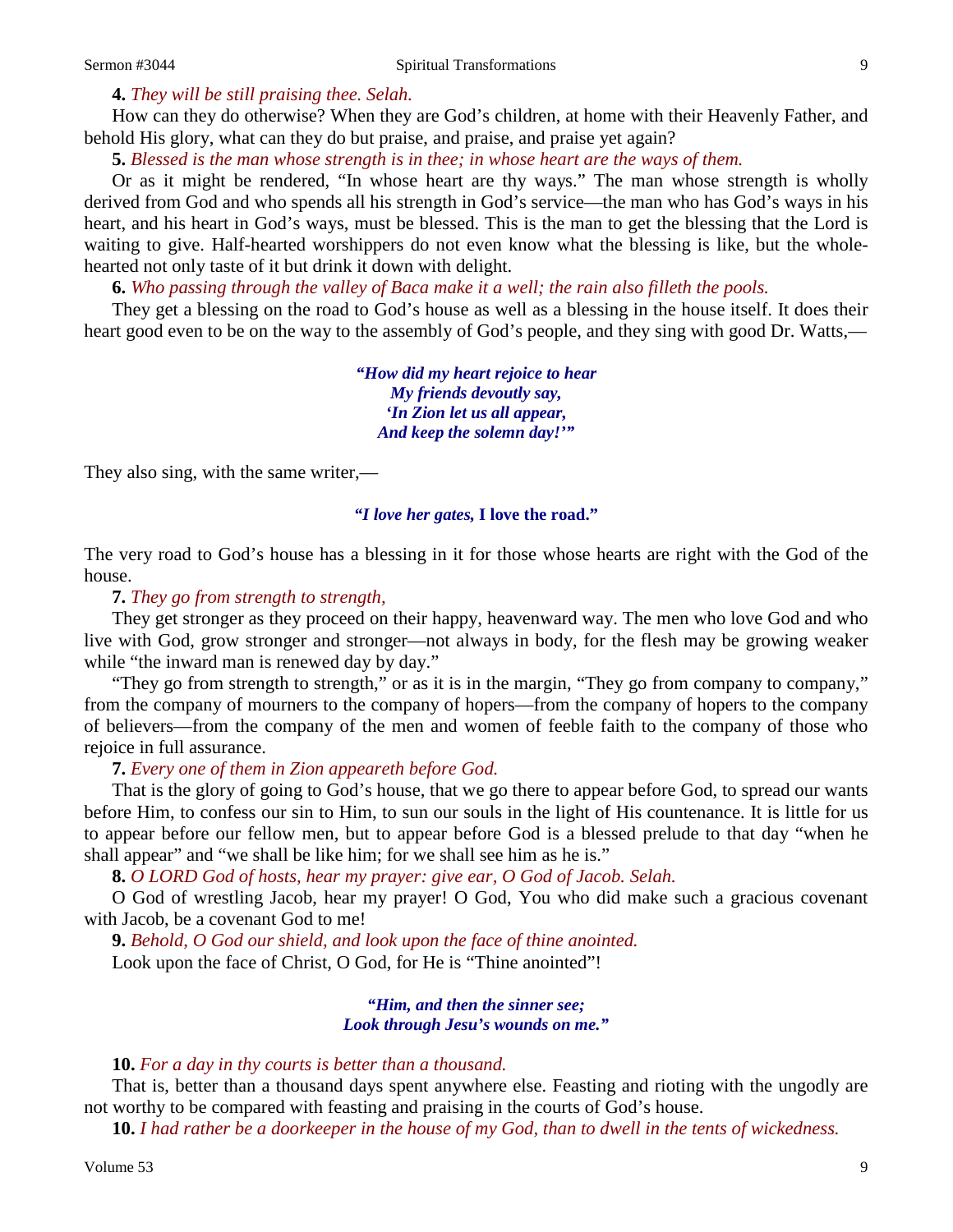**4.** *They will be still praising thee. Selah.*

How can they do otherwise? When they are God's children, at home with their Heavenly Father, and behold His glory, what can they do but praise, and praise, and praise yet again?

**5.** *Blessed is the man whose strength is in thee; in whose heart are the ways of them.*

Or as it might be rendered, "In whose heart are thy ways." The man whose strength is wholly derived from God and who spends all his strength in God's service—the man who has God's ways in his heart, and his heart in God's ways, must be blessed. This is the man to get the blessing that the Lord is waiting to give. Half-hearted worshippers do not even know what the blessing is like, but the whole-hearted not only taste of it but drink it down with delight.

**6.** *Who passing through the valley of Baca make it a well; the rain also filleth the pools.*

They get a blessing on the road to God's house as well as a blessing in the house itself. It does their heart good even to be on the way to the assembly of God's people, and they sing with good Dr. Watts,—

> ***"How did my heart rejoice to hear***
> ***My friends devoutly say,***
> ***'In Zion let us all appear,***
> ***And keep the solemn day!'"***

They also sing, with the same writer,—

> ***"I love her gates,* I love the road."**

The very road to God's house has a blessing in it for those whose hearts are right with the God of the house.

**7.** *They go from strength to strength,*

They get stronger as they proceed on their happy, heavenward way. The men who love God and who live with God, grow stronger and stronger—not always in body, for the flesh may be growing weaker while "the inward man is renewed day by day."

"They go from strength to strength," or as it is in the margin, "They go from company to company," from the company of mourners to the company of hopers—from the company of hopers to the company of believers—from the company of the men and women of feeble faith to the company of those who rejoice in full assurance.

**7.** *Every one of them in Zion appeareth before God.*

That is the glory of going to God's house, that we go there to appear before God, to spread our wants before Him, to confess our sin to Him, to sun our souls in the light of His countenance. It is little for us to appear before our fellow men, but to appear before God is a blessed prelude to that day "when he shall appear" and "we shall be like him; for we shall see him as he is."

**8.** *O LORD God of hosts, hear my prayer: give ear, O God of Jacob. Selah.*

O God of wrestling Jacob, hear my prayer! O God, You who did make such a gracious covenant with Jacob, be a covenant God to me!

**9.** *Behold, O God our shield, and look upon the face of thine anointed.*

Look upon the face of Christ, O God, for He is "Thine anointed"!

> ***"Him, and then the sinner see;***
> ***Look through Jesu's wounds on me."***

**10.** *For a day in thy courts is better than a thousand.*

That is, better than a thousand days spent anywhere else. Feasting and rioting with the ungodly are not worthy to be compared with feasting and praising in the courts of God's house.

**10.** *I had rather be a doorkeeper in the house of my God, than to dwell in the tents of wickedness.*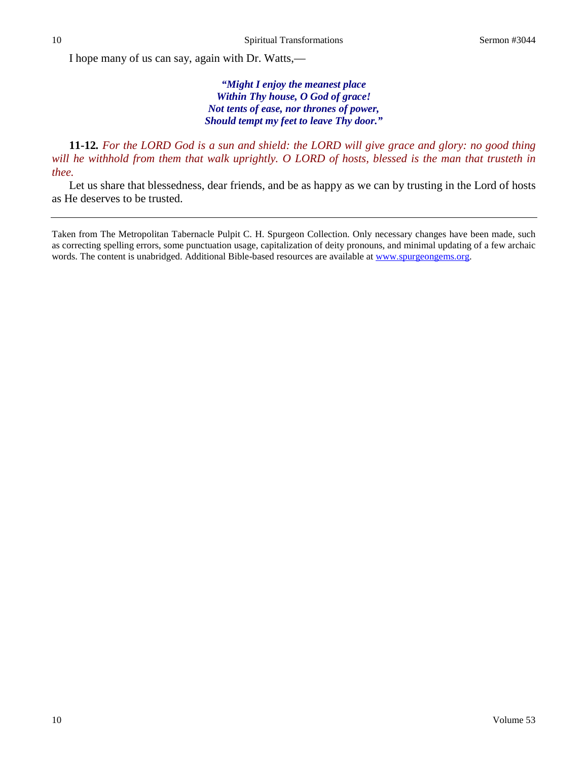I hope many of us can say, again with Dr. Watts,—

> ***"Might I enjoy the meanest place***
> ***Within Thy house, O God of grace!***
> ***Not tents of ease, nor thrones of power,***
> ***Should tempt my feet to leave Thy door."***

**11-12.** *For the LORD God is a sun and shield: the LORD will give grace and glory: no good thing will he withhold from them that walk uprightly. O LORD of hosts, blessed is the man that trusteth in thee.*

Let us share that blessedness, dear friends, and be as happy as we can by trusting in the Lord of hosts as He deserves to be trusted.

---

Taken from The Metropolitan Tabernacle Pulpit C. H. Spurgeon Collection. Only necessary changes have been made, such as correcting spelling errors, some punctuation usage, capitalization of deity pronouns, and minimal updating of a few archaic words. The content is unabridged. Additional Bible-based resources are available at [www.spurgeongems.org](http://www.spurgeongems.org).